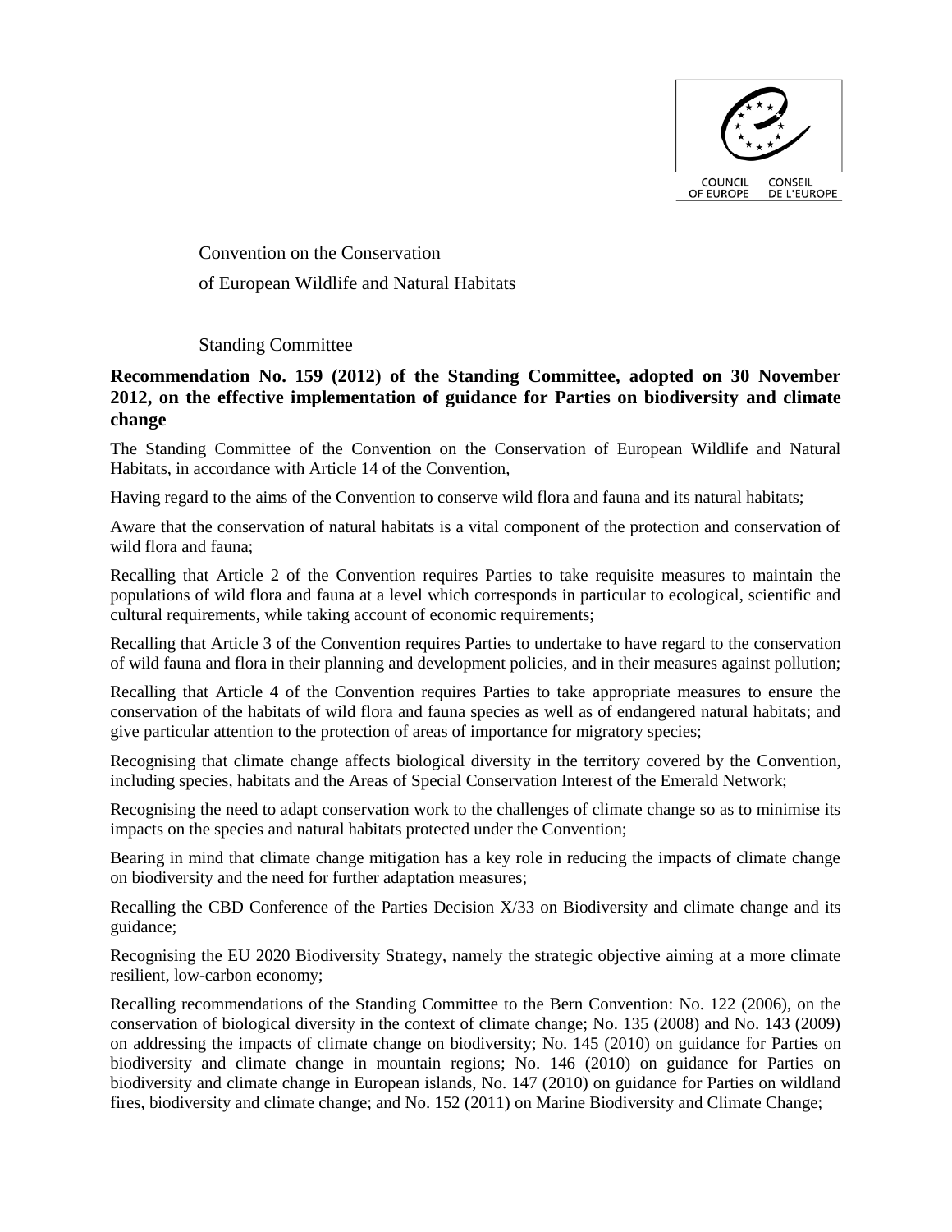Convention on the Conservation

of European Wildlife and Natural Habitats

Standing Committee

**Recommendation No. 159 (2012) of the Standing Committee, adopted on 30 November 2012, on the effective implementation of guidance for Parties on biodiversity and climate change**

The Standing Committee of the Convention on the Conservation of European Wildlife and Natural Habitats, in accordance with Article 14 of the Convention,

Having regard to the aims of the Convention to conserve wild flora and fauna and its natural habitats;

Aware that the conservation of natural habitats is a vital component of the protection and conservation of wild flora and fauna;

Recalling that Article 2 of the Convention requires Parties to take requisite measures to maintain the populations of wild flora and fauna at a level which corresponds in particular to ecological, scientific and cultural requirements, while taking account of economic requirements;

Recalling that Article 3 of the Convention requires Parties to undertake to have regard to the conservation of wild fauna and flora in their planning and development policies, and in their measures against pollution;

Recalling that Article 4 of the Convention requires Parties to take appropriate measures to ensure the conservation of the habitats of wild flora and fauna species as well as of endangered natural habitats; and give particular attention to the protection of areas of importance for migratory species;

Recognising that climate change affects biological diversity in the territory covered by the Convention, including species, habitats and the Areas of Special Conservation Interest of the Emerald Network;

Recognising the need to adapt conservation work to the challenges of climate change so as to minimise its impacts on the species and natural habitats protected under the Convention;

Bearing in mind that climate change mitigation has a key role in reducing the impacts of climate change on biodiversity and the need for further adaptation measures;

Recalling the CBD Conference of the Parties Decision X/33 on Biodiversity and climate change and its guidance;

Recognising the EU 2020 Biodiversity Strategy, namely the strategic objective aiming at a more climate resilient, low-carbon economy;

Recalling recommendations of the Standing Committee to the Bern Convention: No. 122 (2006), on the conservation of biological diversity in the context of climate change; No. 135 (2008) and No. 143 (2009) on addressing the impacts of climate change on biodiversity; No. 145 (2010) on guidance for Parties on biodiversity and climate change in mountain regions; No. 146 (2010) on guidance for Parties on biodiversity and climate change in European islands, No. 147 (2010) on guidance for Parties on wildland fires, biodiversity and climate change; and No. 152 (2011) on Marine Biodiversity and Climate Change;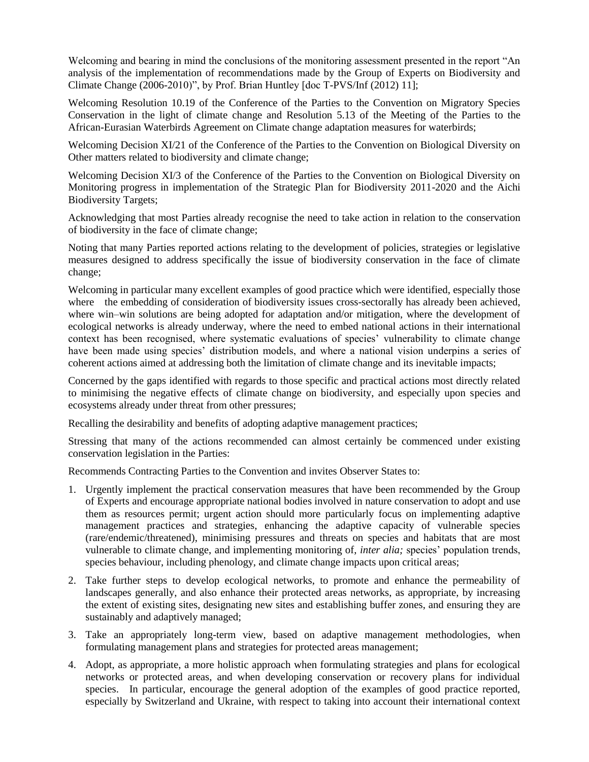Welcoming and bearing in mind the conclusions of the monitoring assessment presented in the report "An analysis of the implementation of recommendations made by the Group of Experts on Biodiversity and Climate Change (2006-2010)", by Prof. Brian Huntley [doc T-PVS/Inf (2012) 11];

Welcoming Resolution 10.19 of the Conference of the Parties to the Convention on Migratory Species Conservation in the light of climate change and Resolution 5.13 of the Meeting of the Parties to the African-Eurasian Waterbirds Agreement on Climate change adaptation measures for waterbirds;

Welcoming Decision XI/21 of the Conference of the Parties to the Convention on Biological Diversity on Other matters related to biodiversity and climate change;

Welcoming Decision XI/3 of the Conference of the Parties to the Convention on Biological Diversity on Monitoring progress in implementation of the Strategic Plan for Biodiversity 2011-2020 and the Aichi Biodiversity Targets;

Acknowledging that most Parties already recognise the need to take action in relation to the conservation of biodiversity in the face of climate change;

Noting that many Parties reported actions relating to the development of policies, strategies or legislative measures designed to address specifically the issue of biodiversity conservation in the face of climate change;

Welcoming in particular many excellent examples of good practice which were identified, especially those where the embedding of consideration of biodiversity issues cross-sectorally has already been achieved, where win–win solutions are being adopted for adaptation and/or mitigation, where the development of ecological networks is already underway, where the need to embed national actions in their international context has been recognised, where systematic evaluations of species' vulnerability to climate change have been made using species' distribution models, and where a national vision underpins a series of coherent actions aimed at addressing both the limitation of climate change and its inevitable impacts;

Concerned by the gaps identified with regards to those specific and practical actions most directly related to minimising the negative effects of climate change on biodiversity, and especially upon species and ecosystems already under threat from other pressures;

Recalling the desirability and benefits of adopting adaptive management practices;

Stressing that many of the actions recommended can almost certainly be commenced under existing conservation legislation in the Parties:

Recommends Contracting Parties to the Convention and invites Observer States to:

1. Urgently implement the practical conservation measures that have been recommended by the Group of Experts and encourage appropriate national bodies involved in nature conservation to adopt and use them as resources permit; urgent action should more particularly focus on implementing adaptive management practices and strategies, enhancing the adaptive capacity of vulnerable species (rare/endemic/threatened), minimising pressures and threats on species and habitats that are most vulnerable to climate change, and implementing monitoring of, *inter alia;* species' population trends, species behaviour, including phenology, and climate change impacts upon critical areas;
2. Take further steps to develop ecological networks, to promote and enhance the permeability of landscapes generally, and also enhance their protected areas networks, as appropriate, by increasing the extent of existing sites, designating new sites and establishing buffer zones, and ensuring they are sustainably and adaptively managed;
3. Take an appropriately long-term view, based on adaptive management methodologies, when formulating management plans and strategies for protected areas management;
4. Adopt, as appropriate, a more holistic approach when formulating strategies and plans for ecological networks or protected areas, and when developing conservation or recovery plans for individual species. In particular, encourage the general adoption of the examples of good practice reported, especially by Switzerland and Ukraine, with respect to taking into account their international context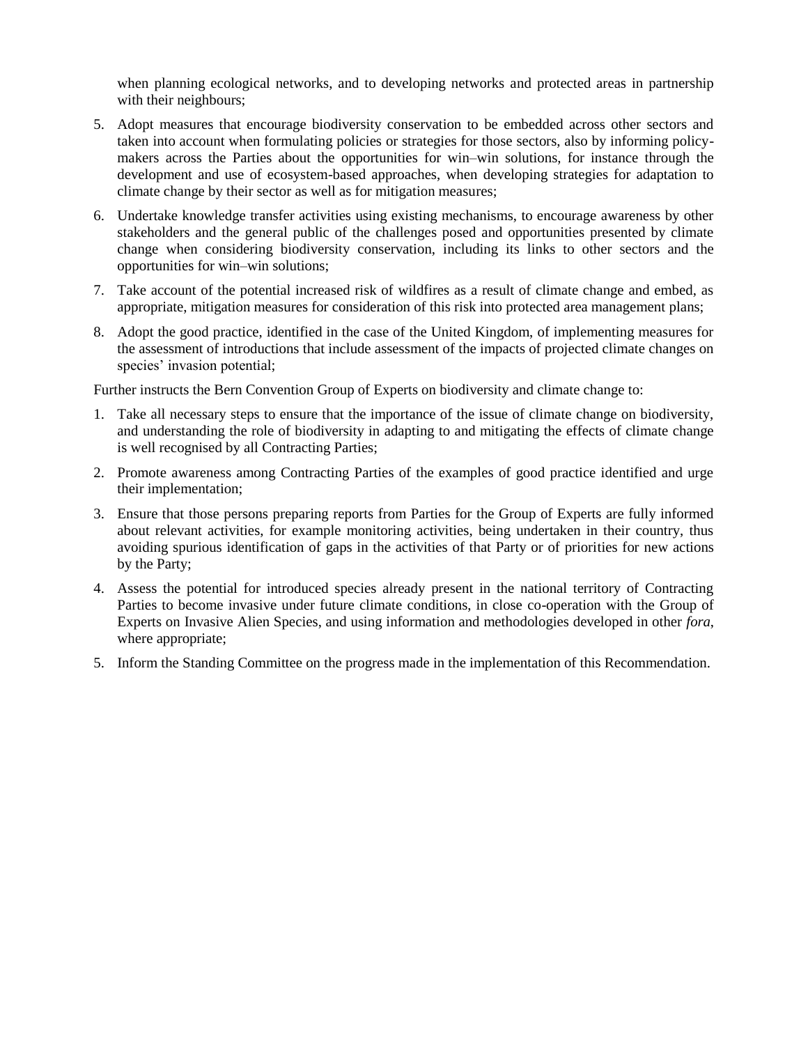when planning ecological networks, and to developing networks and protected areas in partnership with their neighbours;

5. Adopt measures that encourage biodiversity conservation to be embedded across other sectors and taken into account when formulating policies or strategies for those sectors, also by informing policy-makers across the Parties about the opportunities for win–win solutions, for instance through the development and use of ecosystem-based approaches, when developing strategies for adaptation to climate change by their sector as well as for mitigation measures;
6. Undertake knowledge transfer activities using existing mechanisms, to encourage awareness by other stakeholders and the general public of the challenges posed and opportunities presented by climate change when considering biodiversity conservation, including its links to other sectors and the opportunities for win–win solutions;
7. Take account of the potential increased risk of wildfires as a result of climate change and embed, as appropriate, mitigation measures for consideration of this risk into protected area management plans;
8. Adopt the good practice, identified in the case of the United Kingdom, of implementing measures for the assessment of introductions that include assessment of the impacts of projected climate changes on species' invasion potential;

Further instructs the Bern Convention Group of Experts on biodiversity and climate change to:

1. Take all necessary steps to ensure that the importance of the issue of climate change on biodiversity, and understanding the role of biodiversity in adapting to and mitigating the effects of climate change is well recognised by all Contracting Parties;
2. Promote awareness among Contracting Parties of the examples of good practice identified and urge their implementation;
3. Ensure that those persons preparing reports from Parties for the Group of Experts are fully informed about relevant activities, for example monitoring activities, being undertaken in their country, thus avoiding spurious identification of gaps in the activities of that Party or of priorities for new actions by the Party;
4. Assess the potential for introduced species already present in the national territory of Contracting Parties to become invasive under future climate conditions, in close co-operation with the Group of Experts on Invasive Alien Species, and using information and methodologies developed in other *fora*, where appropriate;
5. Inform the Standing Committee on the progress made in the implementation of this Recommendation.